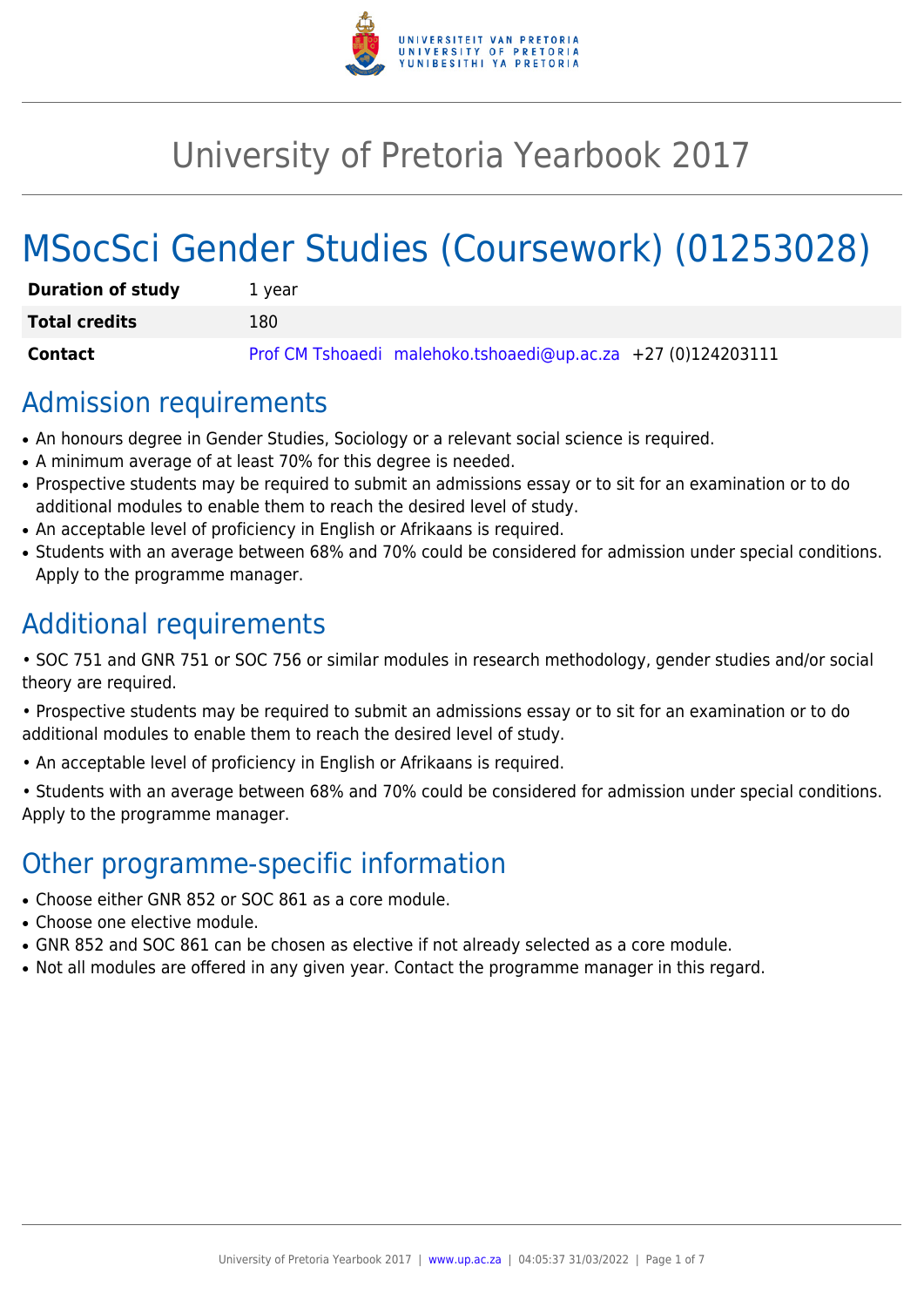# University of Pretoria Yearbook 2017

# MSocSci Gender Studies (Coursework) (01253028)

| | |
|---|---|
| **Duration of study** | 1 year |
| **Total credits** | 180 |
| **Contact** | Prof CM Tshoaedi malehoko.tshoaedi@up.ac.za +27 (0)124203111 |

## Admission requirements

- An honours degree in Gender Studies, Sociology or a relevant social science is required.
- A minimum average of at least 70% for this degree is needed.
- Prospective students may be required to submit an admissions essay or to sit for an examination or to do additional modules to enable them to reach the desired level of study.
- An acceptable level of proficiency in English or Afrikaans is required.
- Students with an average between 68% and 70% could be considered for admission under special conditions. Apply to the programme manager.

## Additional requirements

• SOC 751 and GNR 751 or SOC 756 or similar modules in research methodology, gender studies and/or social theory are required.

• Prospective students may be required to submit an admissions essay or to sit for an examination or to do additional modules to enable them to reach the desired level of study.

• An acceptable level of proficiency in English or Afrikaans is required.

• Students with an average between 68% and 70% could be considered for admission under special conditions. Apply to the programme manager.

## Other programme-specific information

- Choose either GNR 852 or SOC 861 as a core module.
- Choose one elective module.
- GNR 852 and SOC 861 can be chosen as elective if not already selected as a core module.
- Not all modules are offered in any given year. Contact the programme manager in this regard.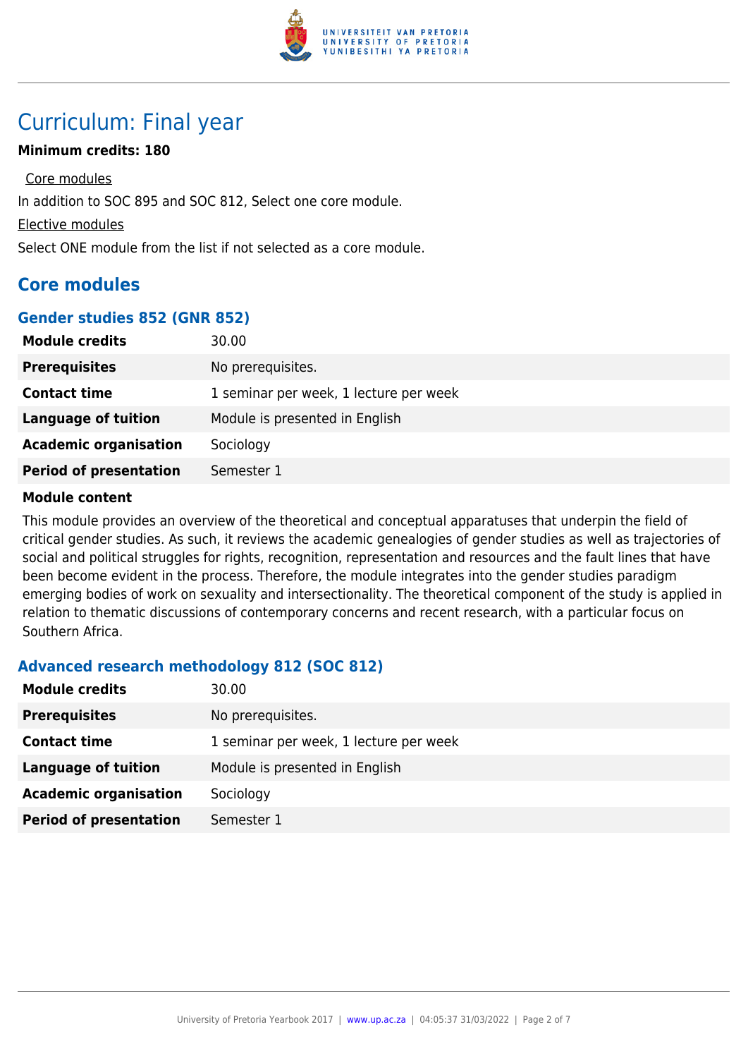# Curriculum: Final year

**Minimum credits: 180**

Core modules

In addition to SOC 895 and SOC 812, Select one core module.

Elective modules

Select ONE module from the list if not selected as a core module.

## Core modules

### Gender studies 852 (GNR 852)

| | |
|---|---|
| **Module credits** | 30.00 |
| **Prerequisites** | No prerequisites. |
| **Contact time** | 1 seminar per week, 1 lecture per week |
| **Language of tuition** | Module is presented in English |
| **Academic organisation** | Sociology |
| **Period of presentation** | Semester 1 |

**Module content**

This module provides an overview of the theoretical and conceptual apparatuses that underpin the field of critical gender studies. As such, it reviews the academic genealogies of gender studies as well as trajectories of social and political struggles for rights, recognition, representation and resources and the fault lines that have been become evident in the process. Therefore, the module integrates into the gender studies paradigm emerging bodies of work on sexuality and intersectionality. The theoretical component of the study is applied in relation to thematic discussions of contemporary concerns and recent research, with a particular focus on Southern Africa.

### Advanced research methodology 812 (SOC 812)

| | |
|---|---|
| **Module credits** | 30.00 |
| **Prerequisites** | No prerequisites. |
| **Contact time** | 1 seminar per week, 1 lecture per week |
| **Language of tuition** | Module is presented in English |
| **Academic organisation** | Sociology |
| **Period of presentation** | Semester 1 |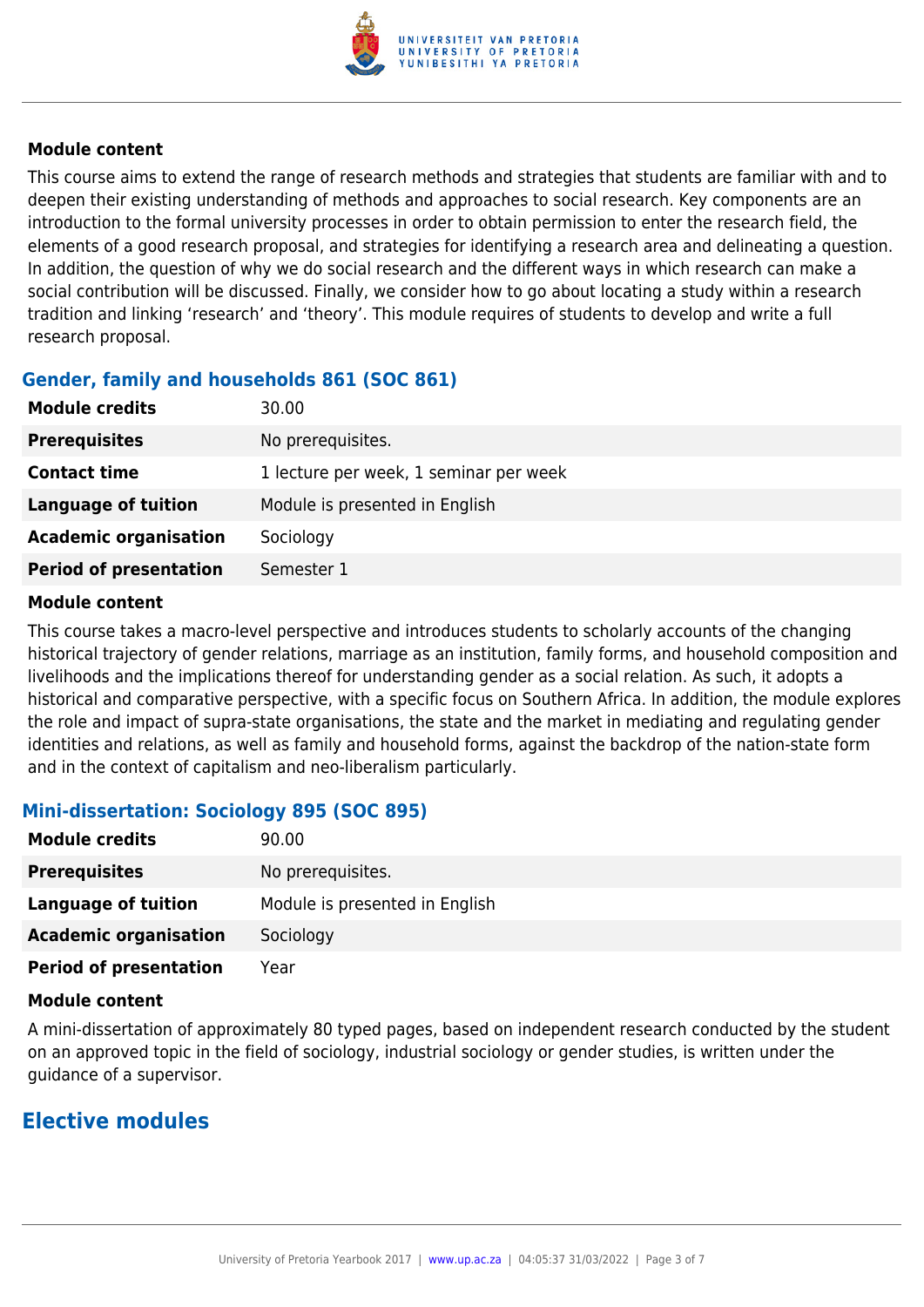#### Module content

This course aims to extend the range of research methods and strategies that students are familiar with and to deepen their existing understanding of methods and approaches to social research. Key components are an introduction to the formal university processes in order to obtain permission to enter the research field, the elements of a good research proposal, and strategies for identifying a research area and delineating a question. In addition, the question of why we do social research and the different ways in which research can make a social contribution will be discussed. Finally, we consider how to go about locating a study within a research tradition and linking 'research' and 'theory'. This module requires of students to develop and write a full research proposal.

### Gender, family and households 861 (SOC 861)

| | |
|---|---|
| **Module credits** | 30.00 |
| **Prerequisites** | No prerequisites. |
| **Contact time** | 1 lecture per week, 1 seminar per week |
| **Language of tuition** | Module is presented in English |
| **Academic organisation** | Sociology |
| **Period of presentation** | Semester 1 |

#### Module content

This course takes a macro-level perspective and introduces students to scholarly accounts of the changing historical trajectory of gender relations, marriage as an institution, family forms, and household composition and livelihoods and the implications thereof for understanding gender as a social relation. As such, it adopts a historical and comparative perspective, with a specific focus on Southern Africa. In addition, the module explores the role and impact of supra-state organisations, the state and the market in mediating and regulating gender identities and relations, as well as family and household forms, against the backdrop of the nation-state form and in the context of capitalism and neo-liberalism particularly.

### Mini-dissertation: Sociology 895 (SOC 895)

| | |
|---|---|
| **Module credits** | 90.00 |
| **Prerequisites** | No prerequisites. |
| **Language of tuition** | Module is presented in English |
| **Academic organisation** | Sociology |
| **Period of presentation** | Year |

#### Module content

A mini-dissertation of approximately 80 typed pages, based on independent research conducted by the student on an approved topic in the field of sociology, industrial sociology or gender studies, is written under the guidance of a supervisor.

## Elective modules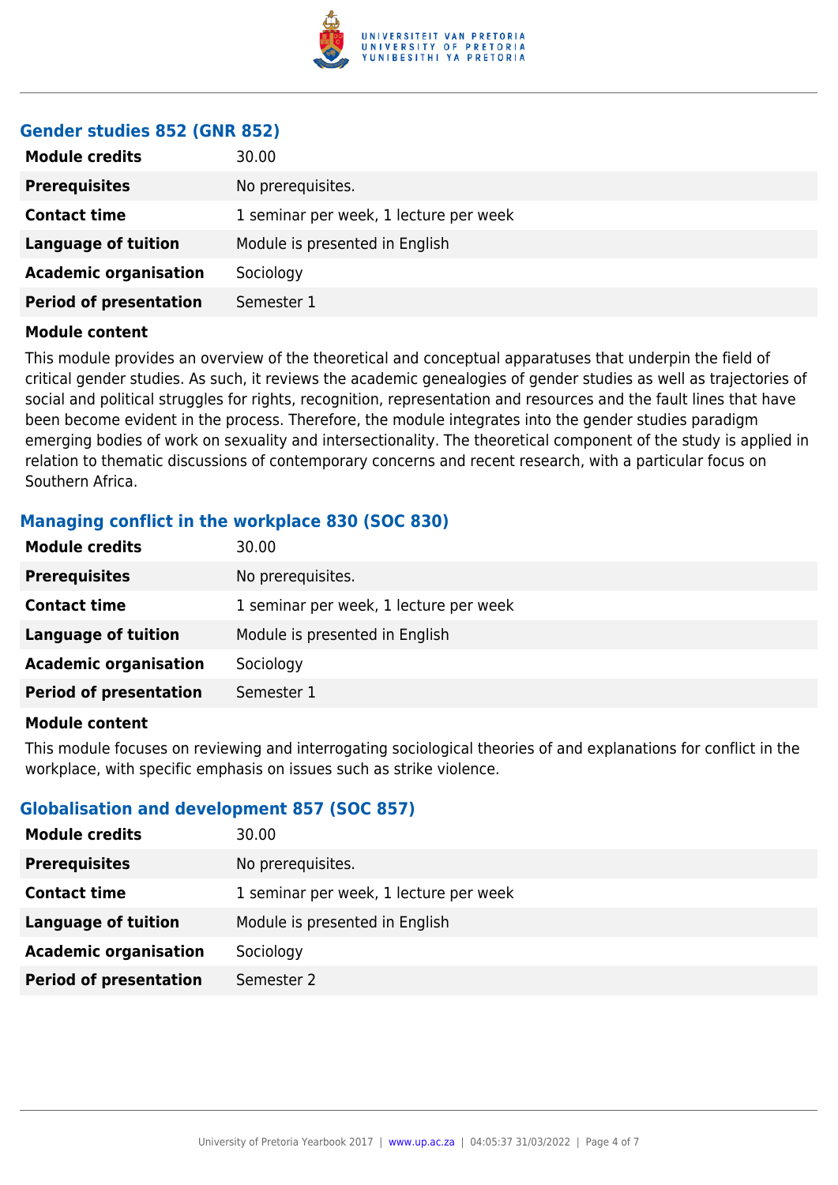### Gender studies 852 (GNR 852)

| | |
|---|---|
| **Module credits** | 30.00 |
| **Prerequisites** | No prerequisites. |
| **Contact time** | 1 seminar per week, 1 lecture per week |
| **Language of tuition** | Module is presented in English |
| **Academic organisation** | Sociology |
| **Period of presentation** | Semester 1 |

**Module content**

This module provides an overview of the theoretical and conceptual apparatuses that underpin the field of critical gender studies. As such, it reviews the academic genealogies of gender studies as well as trajectories of social and political struggles for rights, recognition, representation and resources and the fault lines that have been become evident in the process. Therefore, the module integrates into the gender studies paradigm emerging bodies of work on sexuality and intersectionality. The theoretical component of the study is applied in relation to thematic discussions of contemporary concerns and recent research, with a particular focus on Southern Africa.

### Managing conflict in the workplace 830 (SOC 830)

| | |
|---|---|
| **Module credits** | 30.00 |
| **Prerequisites** | No prerequisites. |
| **Contact time** | 1 seminar per week, 1 lecture per week |
| **Language of tuition** | Module is presented in English |
| **Academic organisation** | Sociology |
| **Period of presentation** | Semester 1 |

**Module content**

This module focuses on reviewing and interrogating sociological theories of and explanations for conflict in the workplace, with specific emphasis on issues such as strike violence.

### Globalisation and development 857 (SOC 857)

| | |
|---|---|
| **Module credits** | 30.00 |
| **Prerequisites** | No prerequisites. |
| **Contact time** | 1 seminar per week, 1 lecture per week |
| **Language of tuition** | Module is presented in English |
| **Academic organisation** | Sociology |
| **Period of presentation** | Semester 2 |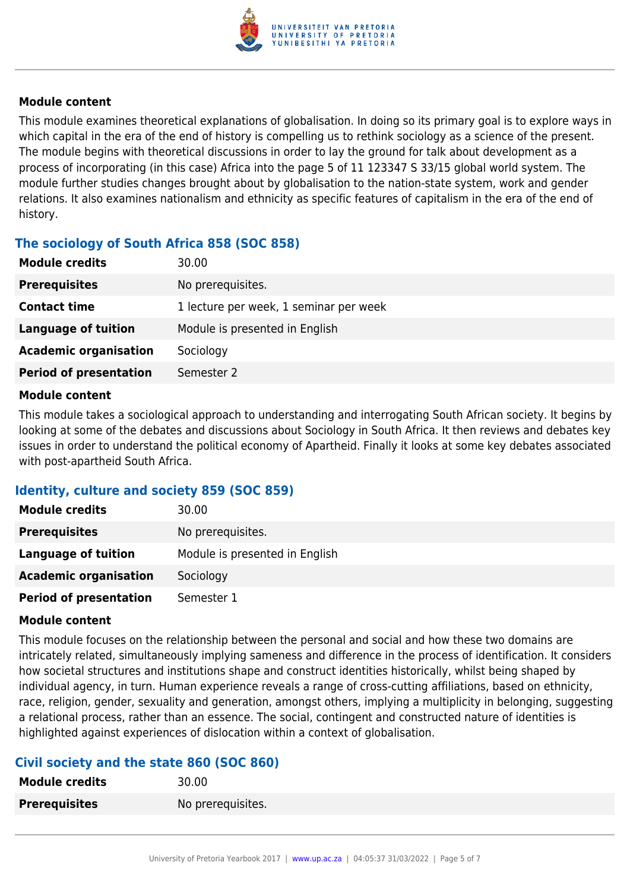**Module content**

This module examines theoretical explanations of globalisation. In doing so its primary goal is to explore ways in which capital in the era of the end of history is compelling us to rethink sociology as a science of the present. The module begins with theoretical discussions in order to lay the ground for talk about development as a process of incorporating (in this case) Africa into the page 5 of 11 123347 S 33/15 global world system. The module further studies changes brought about by globalisation to the nation-state system, work and gender relations. It also examines nationalism and ethnicity as specific features of capitalism in the era of the end of history.

### The sociology of South Africa 858 (SOC 858)

| | |
|---|---|
| **Module credits** | 30.00 |
| **Prerequisites** | No prerequisites. |
| **Contact time** | 1 lecture per week, 1 seminar per week |
| **Language of tuition** | Module is presented in English |
| **Academic organisation** | Sociology |
| **Period of presentation** | Semester 2 |

**Module content**

This module takes a sociological approach to understanding and interrogating South African society. It begins by looking at some of the debates and discussions about Sociology in South Africa. It then reviews and debates key issues in order to understand the political economy of Apartheid. Finally it looks at some key debates associated with post-apartheid South Africa.

### Identity, culture and society 859 (SOC 859)

| | |
|---|---|
| **Module credits** | 30.00 |
| **Prerequisites** | No prerequisites. |
| **Language of tuition** | Module is presented in English |
| **Academic organisation** | Sociology |
| **Period of presentation** | Semester 1 |

**Module content**

This module focuses on the relationship between the personal and social and how these two domains are intricately related, simultaneously implying sameness and difference in the process of identification. It considers how societal structures and institutions shape and construct identities historically, whilst being shaped by individual agency, in turn. Human experience reveals a range of cross-cutting affiliations, based on ethnicity, race, religion, gender, sexuality and generation, amongst others, implying a multiplicity in belonging, suggesting a relational process, rather than an essence. The social, contingent and constructed nature of identities is highlighted against experiences of dislocation within a context of globalisation.

### Civil society and the state 860 (SOC 860)

| | |
|---|---|
| **Module credits** | 30.00 |
| **Prerequisites** | No prerequisites. |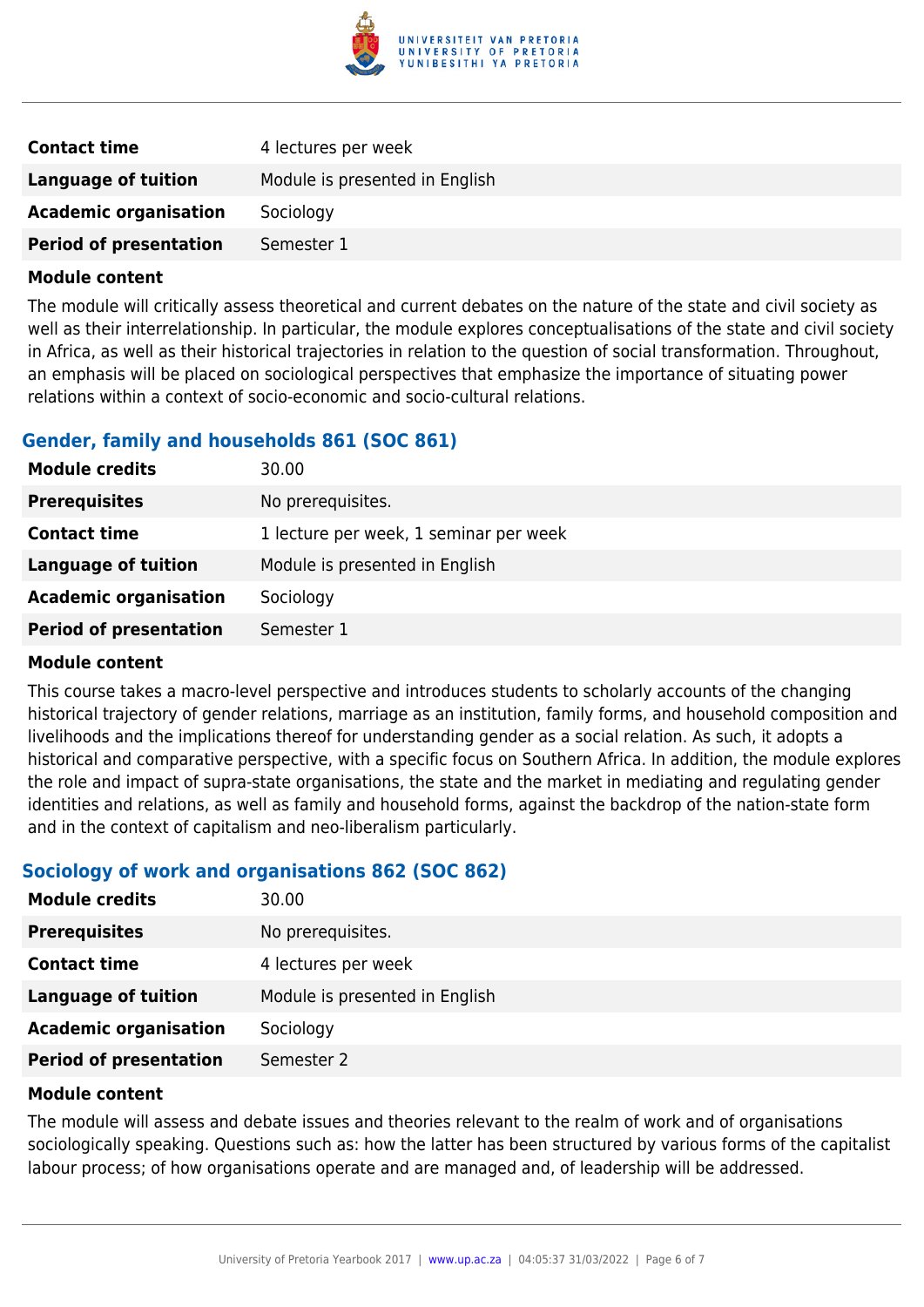| | |
|---|---|
| **Contact time** | 4 lectures per week |
| **Language of tuition** | Module is presented in English |
| **Academic organisation** | Sociology |
| **Period of presentation** | Semester 1 |

**Module content**

The module will critically assess theoretical and current debates on the nature of the state and civil society as well as their interrelationship. In particular, the module explores conceptualisations of the state and civil society in Africa, as well as their historical trajectories in relation to the question of social transformation. Throughout, an emphasis will be placed on sociological perspectives that emphasize the importance of situating power relations within a context of socio-economic and socio-cultural relations.

### Gender, family and households 861 (SOC 861)

| | |
|---|---|
| **Module credits** | 30.00 |
| **Prerequisites** | No prerequisites. |
| **Contact time** | 1 lecture per week, 1 seminar per week |
| **Language of tuition** | Module is presented in English |
| **Academic organisation** | Sociology |
| **Period of presentation** | Semester 1 |

**Module content**

This course takes a macro-level perspective and introduces students to scholarly accounts of the changing historical trajectory of gender relations, marriage as an institution, family forms, and household composition and livelihoods and the implications thereof for understanding gender as a social relation. As such, it adopts a historical and comparative perspective, with a specific focus on Southern Africa. In addition, the module explores the role and impact of supra-state organisations, the state and the market in mediating and regulating gender identities and relations, as well as family and household forms, against the backdrop of the nation-state form and in the context of capitalism and neo-liberalism particularly.

### Sociology of work and organisations 862 (SOC 862)

| | |
|---|---|
| **Module credits** | 30.00 |
| **Prerequisites** | No prerequisites. |
| **Contact time** | 4 lectures per week |
| **Language of tuition** | Module is presented in English |
| **Academic organisation** | Sociology |
| **Period of presentation** | Semester 2 |

**Module content**

The module will assess and debate issues and theories relevant to the realm of work and of organisations sociologically speaking. Questions such as: how the latter has been structured by various forms of the capitalist labour process; of how organisations operate and are managed and, of leadership will be addressed.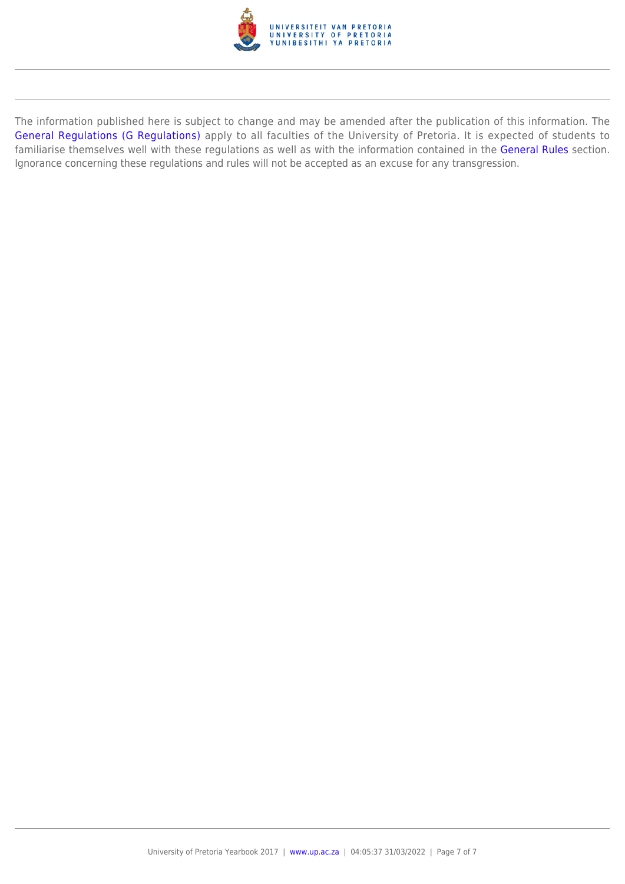The information published here is subject to change and may be amended after the publication of this information. The General Regulations (G Regulations) apply to all faculties of the University of Pretoria. It is expected of students to familiarise themselves well with these regulations as well as with the information contained in the General Rules section. Ignorance concerning these regulations and rules will not be accepted as an excuse for any transgression.